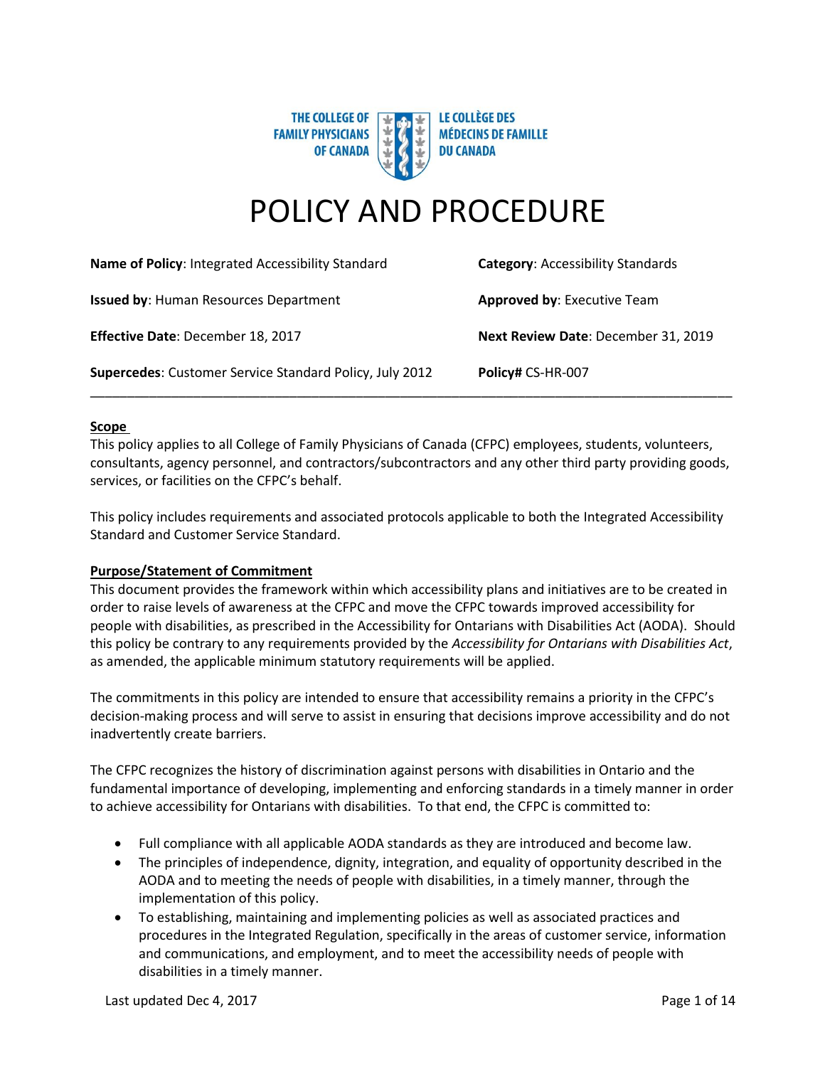THE COLLEGE OF FAMILY PHYSICIANS OF CANADA | LE COLLÈGE DES MÉDECINS DE FAMILLE DU CANADA

# POLICY AND PROCEDURE

| | |
|---|---|
| **Name of Policy**: Integrated Accessibility Standard | **Category**: Accessibility Standards |
| **Issued by**: Human Resources Department | **Approved by**: Executive Team |
| **Effective Date**: December 18, 2017 | **Next Review Date**: December 31, 2019 |
| **Supercedes**: Customer Service Standard Policy, July 2012 | **Policy#** CS-HR-007 |

---

## Scope

This policy applies to all College of Family Physicians of Canada (CFPC) employees, students, volunteers, consultants, agency personnel, and contractors/subcontractors and any other third party providing goods, services, or facilities on the CFPC's behalf.

This policy includes requirements and associated protocols applicable to both the Integrated Accessibility Standard and Customer Service Standard.

## Purpose/Statement of Commitment

This document provides the framework within which accessibility plans and initiatives are to be created in order to raise levels of awareness at the CFPC and move the CFPC towards improved accessibility for people with disabilities, as prescribed in the Accessibility for Ontarians with Disabilities Act (AODA). Should this policy be contrary to any requirements provided by the *Accessibility for Ontarians with Disabilities Act*, as amended, the applicable minimum statutory requirements will be applied.

The commitments in this policy are intended to ensure that accessibility remains a priority in the CFPC's decision-making process and will serve to assist in ensuring that decisions improve accessibility and do not inadvertently create barriers.

The CFPC recognizes the history of discrimination against persons with disabilities in Ontario and the fundamental importance of developing, implementing and enforcing standards in a timely manner in order to achieve accessibility for Ontarians with disabilities. To that end, the CFPC is committed to:

- Full compliance with all applicable AODA standards as they are introduced and become law.
- The principles of independence, dignity, integration, and equality of opportunity described in the AODA and to meeting the needs of people with disabilities, in a timely manner, through the implementation of this policy.
- To establishing, maintaining and implementing policies as well as associated practices and procedures in the Integrated Regulation, specifically in the areas of customer service, information and communications, and employment, and to meet the accessibility needs of people with disabilities in a timely manner.

Last updated Dec 4, 2017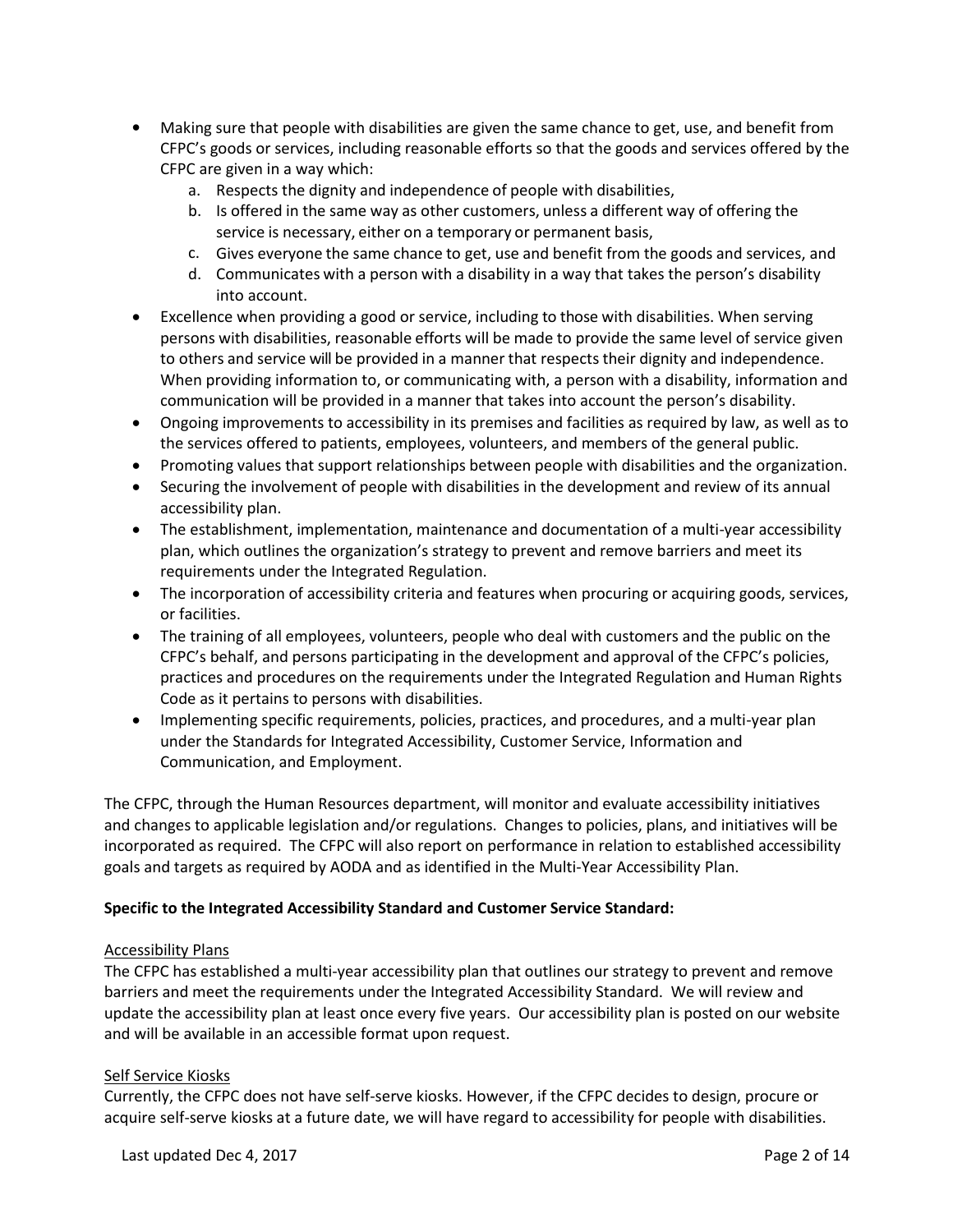- Making sure that people with disabilities are given the same chance to get, use, and benefit from CFPC's goods or services, including reasonable efforts so that the goods and services offered by the CFPC are given in a way which:
    a. Respects the dignity and independence of people with disabilities,
    b. Is offered in the same way as other customers, unless a different way of offering the service is necessary, either on a temporary or permanent basis,
    c. Gives everyone the same chance to get, use and benefit from the goods and services, and
    d. Communicates with a person with a disability in a way that takes the person's disability into account.
- Excellence when providing a good or service, including to those with disabilities. When serving persons with disabilities, reasonable efforts will be made to provide the same level of service given to others and service will be provided in a manner that respects their dignity and independence. When providing information to, or communicating with, a person with a disability, information and communication will be provided in a manner that takes into account the person's disability.
- Ongoing improvements to accessibility in its premises and facilities as required by law, as well as to the services offered to patients, employees, volunteers, and members of the general public.
- Promoting values that support relationships between people with disabilities and the organization.
- Securing the involvement of people with disabilities in the development and review of its annual accessibility plan.
- The establishment, implementation, maintenance and documentation of a multi-year accessibility plan, which outlines the organization's strategy to prevent and remove barriers and meet its requirements under the Integrated Regulation.
- The incorporation of accessibility criteria and features when procuring or acquiring goods, services, or facilities.
- The training of all employees, volunteers, people who deal with customers and the public on the CFPC's behalf, and persons participating in the development and approval of the CFPC's policies, practices and procedures on the requirements under the Integrated Regulation and Human Rights Code as it pertains to persons with disabilities.
- Implementing specific requirements, policies, practices, and procedures, and a multi-year plan under the Standards for Integrated Accessibility, Customer Service, Information and Communication, and Employment.

The CFPC, through the Human Resources department, will monitor and evaluate accessibility initiatives and changes to applicable legislation and/or regulations. Changes to policies, plans, and initiatives will be incorporated as required. The CFPC will also report on performance in relation to established accessibility goals and targets as required by AODA and as identified in the Multi-Year Accessibility Plan.

**Specific to the Integrated Accessibility Standard and Customer Service Standard:**

<u>Accessibility Plans</u>

The CFPC has established a multi-year accessibility plan that outlines our strategy to prevent and remove barriers and meet the requirements under the Integrated Accessibility Standard. We will review and update the accessibility plan at least once every five years. Our accessibility plan is posted on our website and will be available in an accessible format upon request.

<u>Self Service Kiosks</u>

Currently, the CFPC does not have self-serve kiosks. However, if the CFPC decides to design, procure or acquire self-serve kiosks at a future date, we will have regard to accessibility for people with disabilities.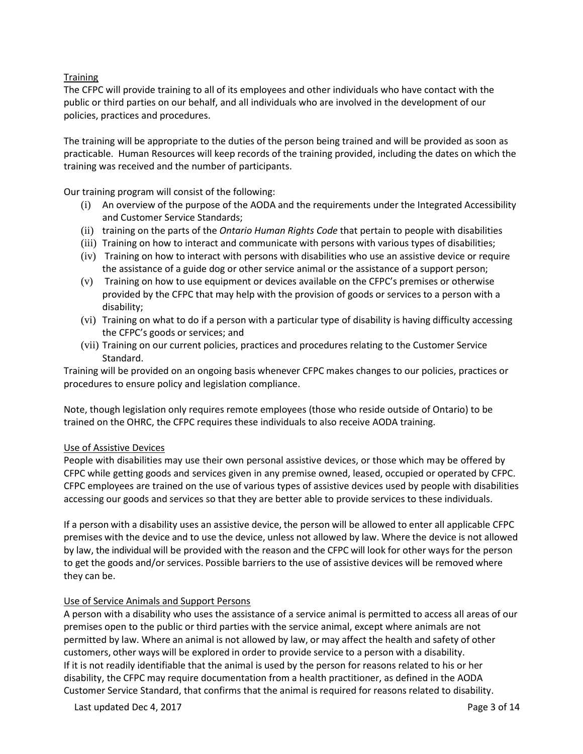## Training

The CFPC will provide training to all of its employees and other individuals who have contact with the public or third parties on our behalf, and all individuals who are involved in the development of our policies, practices and procedures.

The training will be appropriate to the duties of the person being trained and will be provided as soon as practicable. Human Resources will keep records of the training provided, including the dates on which the training was received and the number of participants.

Our training program will consist of the following:

(i) An overview of the purpose of the AODA and the requirements under the Integrated Accessibility and Customer Service Standards;
(ii) training on the parts of the *Ontario Human Rights Code* that pertain to people with disabilities
(iii) Training on how to interact and communicate with persons with various types of disabilities;
(iv) Training on how to interact with persons with disabilities who use an assistive device or require the assistance of a guide dog or other service animal or the assistance of a support person;
(v) Training on how to use equipment or devices available on the CFPC's premises or otherwise provided by the CFPC that may help with the provision of goods or services to a person with a disability;
(vi) Training on what to do if a person with a particular type of disability is having difficulty accessing the CFPC's goods or services; and
(vii) Training on our current policies, practices and procedures relating to the Customer Service Standard.

Training will be provided on an ongoing basis whenever CFPC makes changes to our policies, practices or procedures to ensure policy and legislation compliance.

Note, though legislation only requires remote employees (those who reside outside of Ontario) to be trained on the OHRC, the CFPC requires these individuals to also receive AODA training.

## Use of Assistive Devices

People with disabilities may use their own personal assistive devices, or those which may be offered by CFPC while getting goods and services given in any premise owned, leased, occupied or operated by CFPC. CFPC employees are trained on the use of various types of assistive devices used by people with disabilities accessing our goods and services so that they are better able to provide services to these individuals.

If a person with a disability uses an assistive device, the person will be allowed to enter all applicable CFPC premises with the device and to use the device, unless not allowed by law. Where the device is not allowed by law, the individual will be provided with the reason and the CFPC will look for other ways for the person to get the goods and/or services. Possible barriers to the use of assistive devices will be removed where they can be.

## Use of Service Animals and Support Persons

A person with a disability who uses the assistance of a service animal is permitted to access all areas of our premises open to the public or third parties with the service animal, except where animals are not permitted by law. Where an animal is not allowed by law, or may affect the health and safety of other customers, other ways will be explored in order to provide service to a person with a disability.
If it is not readily identifiable that the animal is used by the person for reasons related to his or her disability, the CFPC may require documentation from a health practitioner, as defined in the AODA Customer Service Standard, that confirms that the animal is required for reasons related to disability.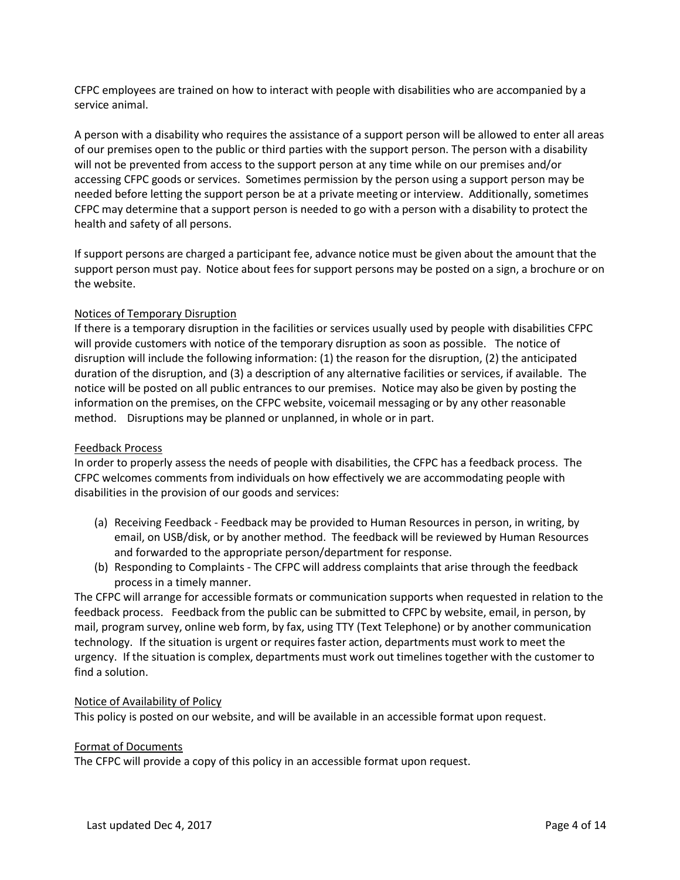CFPC employees are trained on how to interact with people with disabilities who are accompanied by a service animal.

A person with a disability who requires the assistance of a support person will be allowed to enter all areas of our premises open to the public or third parties with the support person. The person with a disability will not be prevented from access to the support person at any time while on our premises and/or accessing CFPC goods or services. Sometimes permission by the person using a support person may be needed before letting the support person be at a private meeting or interview. Additionally, sometimes CFPC may determine that a support person is needed to go with a person with a disability to protect the health and safety of all persons.

If support persons are charged a participant fee, advance notice must be given about the amount that the support person must pay. Notice about fees for support persons may be posted on a sign, a brochure or on the website.

<u>Notices of Temporary Disruption</u>

If there is a temporary disruption in the facilities or services usually used by people with disabilities CFPC will provide customers with notice of the temporary disruption as soon as possible. The notice of disruption will include the following information: (1) the reason for the disruption, (2) the anticipated duration of the disruption, and (3) a description of any alternative facilities or services, if available. The notice will be posted on all public entrances to our premises. Notice may also be given by posting the information on the premises, on the CFPC website, voicemail messaging or by any other reasonable method. Disruptions may be planned or unplanned, in whole or in part.

<u>Feedback Process</u>

In order to properly assess the needs of people with disabilities, the CFPC has a feedback process. The CFPC welcomes comments from individuals on how effectively we are accommodating people with disabilities in the provision of our goods and services:

(a) Receiving Feedback - Feedback may be provided to Human Resources in person, in writing, by email, on USB/disk, or by another method. The feedback will be reviewed by Human Resources and forwarded to the appropriate person/department for response.
(b) Responding to Complaints - The CFPC will address complaints that arise through the feedback process in a timely manner.

The CFPC will arrange for accessible formats or communication supports when requested in relation to the feedback process. Feedback from the public can be submitted to CFPC by website, email, in person, by mail, program survey, online web form, by fax, using TTY (Text Telephone) or by another communication technology. If the situation is urgent or requires faster action, departments must work to meet the urgency. If the situation is complex, departments must work out timelines together with the customer to find a solution.

<u>Notice of Availability of Policy</u>

This policy is posted on our website, and will be available in an accessible format upon request.

<u>Format of Documents</u>

The CFPC will provide a copy of this policy in an accessible format upon request.

Last updated Dec 4, 2017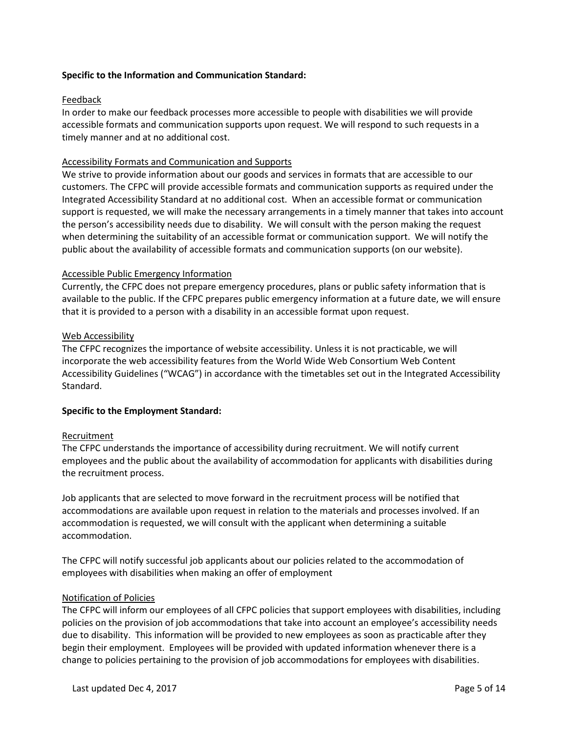**Specific to the Information and Communication Standard:**

Feedback

In order to make our feedback processes more accessible to people with disabilities we will provide accessible formats and communication supports upon request. We will respond to such requests in a timely manner and at no additional cost.

Accessibility Formats and Communication and Supports

We strive to provide information about our goods and services in formats that are accessible to our customers. The CFPC will provide accessible formats and communication supports as required under the Integrated Accessibility Standard at no additional cost. When an accessible format or communication support is requested, we will make the necessary arrangements in a timely manner that takes into account the person's accessibility needs due to disability. We will consult with the person making the request when determining the suitability of an accessible format or communication support. We will notify the public about the availability of accessible formats and communication supports (on our website).

Accessible Public Emergency Information

Currently, the CFPC does not prepare emergency procedures, plans or public safety information that is available to the public. If the CFPC prepares public emergency information at a future date, we will ensure that it is provided to a person with a disability in an accessible format upon request.

Web Accessibility

The CFPC recognizes the importance of website accessibility. Unless it is not practicable, we will incorporate the web accessibility features from the World Wide Web Consortium Web Content Accessibility Guidelines ("WCAG") in accordance with the timetables set out in the Integrated Accessibility Standard.

**Specific to the Employment Standard:**

Recruitment

The CFPC understands the importance of accessibility during recruitment. We will notify current employees and the public about the availability of accommodation for applicants with disabilities during the recruitment process.

Job applicants that are selected to move forward in the recruitment process will be notified that accommodations are available upon request in relation to the materials and processes involved. If an accommodation is requested, we will consult with the applicant when determining a suitable accommodation.

The CFPC will notify successful job applicants about our policies related to the accommodation of employees with disabilities when making an offer of employment

Notification of Policies

The CFPC will inform our employees of all CFPC policies that support employees with disabilities, including policies on the provision of job accommodations that take into account an employee's accessibility needs due to disability. This information will be provided to new employees as soon as practicable after they begin their employment. Employees will be provided with updated information whenever there is a change to policies pertaining to the provision of job accommodations for employees with disabilities.

Last updated Dec 4, 2017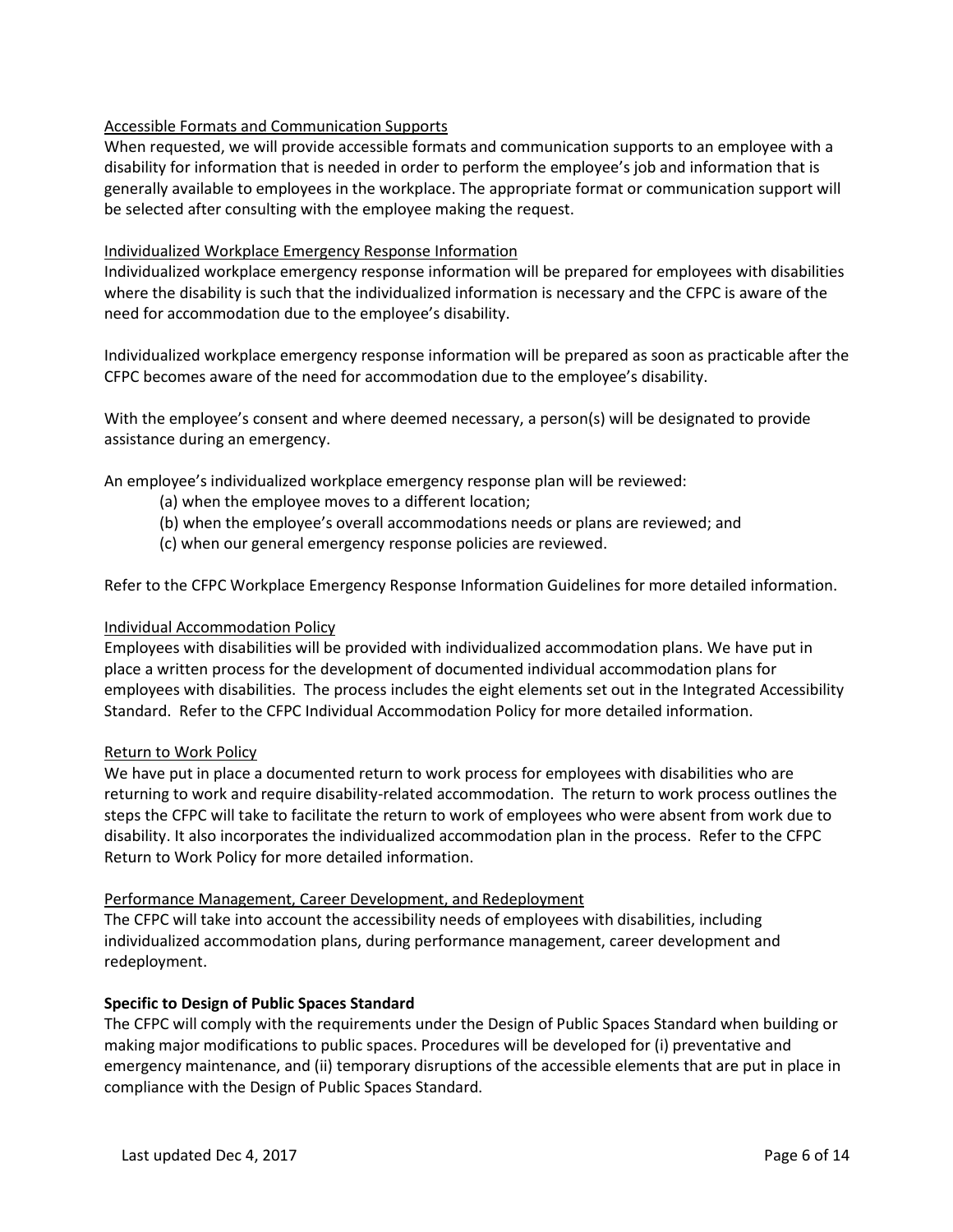<u>Accessible Formats and Communication Supports</u>

When requested, we will provide accessible formats and communication supports to an employee with a disability for information that is needed in order to perform the employee's job and information that is generally available to employees in the workplace. The appropriate format or communication support will be selected after consulting with the employee making the request.

<u>Individualized Workplace Emergency Response Information</u>

Individualized workplace emergency response information will be prepared for employees with disabilities where the disability is such that the individualized information is necessary and the CFPC is aware of the need for accommodation due to the employee's disability.

Individualized workplace emergency response information will be prepared as soon as practicable after the CFPC becomes aware of the need for accommodation due to the employee's disability.

With the employee's consent and where deemed necessary, a person(s) will be designated to provide assistance during an emergency.

An employee's individualized workplace emergency response plan will be reviewed:

(a) when the employee moves to a different location;
(b) when the employee's overall accommodations needs or plans are reviewed; and
(c) when our general emergency response policies are reviewed.

Refer to the CFPC Workplace Emergency Response Information Guidelines for more detailed information.

<u>Individual Accommodation Policy</u>

Employees with disabilities will be provided with individualized accommodation plans. We have put in place a written process for the development of documented individual accommodation plans for employees with disabilities. The process includes the eight elements set out in the Integrated Accessibility Standard. Refer to the CFPC Individual Accommodation Policy for more detailed information.

<u>Return to Work Policy</u>

We have put in place a documented return to work process for employees with disabilities who are returning to work and require disability-related accommodation. The return to work process outlines the steps the CFPC will take to facilitate the return to work of employees who were absent from work due to disability. It also incorporates the individualized accommodation plan in the process. Refer to the CFPC Return to Work Policy for more detailed information.

<u>Performance Management, Career Development, and Redeployment</u>

The CFPC will take into account the accessibility needs of employees with disabilities, including individualized accommodation plans, during performance management, career development and redeployment.

**Specific to Design of Public Spaces Standard**

The CFPC will comply with the requirements under the Design of Public Spaces Standard when building or making major modifications to public spaces. Procedures will be developed for (i) preventative and emergency maintenance, and (ii) temporary disruptions of the accessible elements that are put in place in compliance with the Design of Public Spaces Standard.

Last updated Dec 4, 2017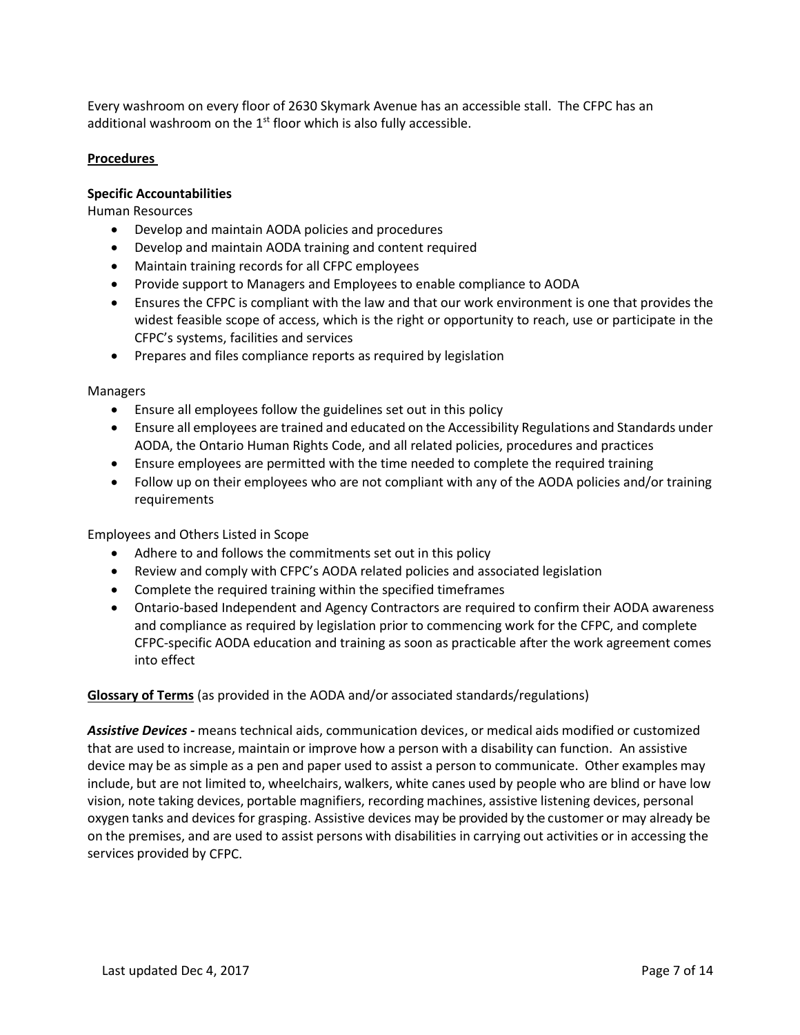Every washroom on every floor of 2630 Skymark Avenue has an accessible stall. The CFPC has an additional washroom on the 1st floor which is also fully accessible.

**Procedures**

**Specific Accountabilities**

Human Resources

- Develop and maintain AODA policies and procedures
- Develop and maintain AODA training and content required
- Maintain training records for all CFPC employees
- Provide support to Managers and Employees to enable compliance to AODA
- Ensures the CFPC is compliant with the law and that our work environment is one that provides the widest feasible scope of access, which is the right or opportunity to reach, use or participate in the CFPC's systems, facilities and services
- Prepares and files compliance reports as required by legislation

Managers

- Ensure all employees follow the guidelines set out in this policy
- Ensure all employees are trained and educated on the Accessibility Regulations and Standards under AODA, the Ontario Human Rights Code, and all related policies, procedures and practices
- Ensure employees are permitted with the time needed to complete the required training
- Follow up on their employees who are not compliant with any of the AODA policies and/or training requirements

Employees and Others Listed in Scope

- Adhere to and follows the commitments set out in this policy
- Review and comply with CFPC's AODA related policies and associated legislation
- Complete the required training within the specified timeframes
- Ontario-based Independent and Agency Contractors are required to confirm their AODA awareness and compliance as required by legislation prior to commencing work for the CFPC, and complete CFPC-specific AODA education and training as soon as practicable after the work agreement comes into effect

**Glossary of Terms** (as provided in the AODA and/or associated standards/regulations)

***Assistive Devices -*** means technical aids, communication devices, or medical aids modified or customized that are used to increase, maintain or improve how a person with a disability can function. An assistive device may be as simple as a pen and paper used to assist a person to communicate. Other examples may include, but are not limited to, wheelchairs, walkers, white canes used by people who are blind or have low vision, note taking devices, portable magnifiers, recording machines, assistive listening devices, personal oxygen tanks and devices for grasping. Assistive devices may be provided by the customer or may already be on the premises, and are used to assist persons with disabilities in carrying out activities or in accessing the services provided by CFPC.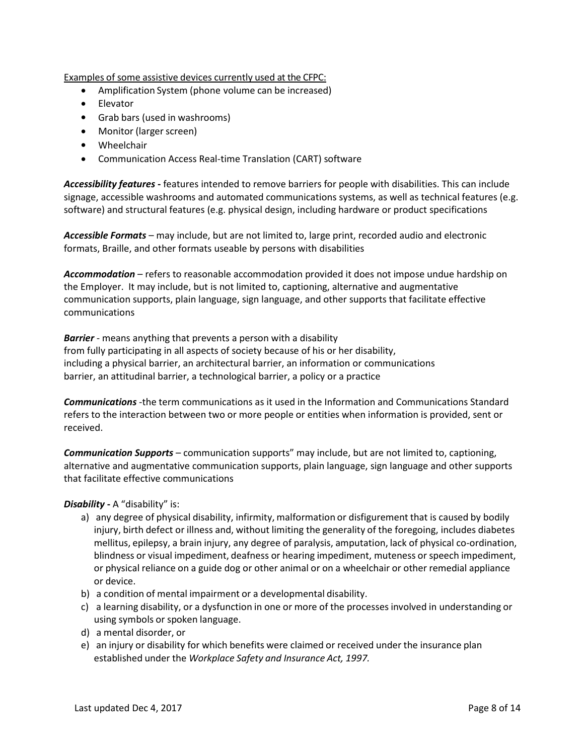<u>Examples of some assistive devices currently used at the CFPC:</u>

- Amplification System (phone volume can be increased)
- Elevator
- Grab bars (used in washrooms)
- Monitor (larger screen)
- Wheelchair
- Communication Access Real-time Translation (CART) software

***Accessibility features*** **-** features intended to remove barriers for people with disabilities. This can include signage, accessible washrooms and automated communications systems, as well as technical features (e.g. software) and structural features (e.g. physical design, including hardware or product specifications

***Accessible Formats*** – may include, but are not limited to, large print, recorded audio and electronic formats, Braille, and other formats useable by persons with disabilities

***Accommodation*** – refers to reasonable accommodation provided it does not impose undue hardship on the Employer. It may include, but is not limited to, captioning, alternative and augmentative communication supports, plain language, sign language, and other supports that facilitate effective communications

***Barrier*** - means anything that prevents a person with a disability from fully participating in all aspects of society because of his or her disability, including a physical barrier, an architectural barrier, an information or communications barrier, an attitudinal barrier, a technological barrier, a policy or a practice

***Communications*** -the term communications as it used in the Information and Communications Standard refers to the interaction between two or more people or entities when information is provided, sent or received.

***Communication Supports*** – communication supports" may include, but are not limited to, captioning, alternative and augmentative communication supports, plain language, sign language and other supports that facilitate effective communications

***Disability*** **-** A "disability" is:

a) any degree of physical disability, infirmity, malformation or disfigurement that is caused by bodily injury, birth defect or illness and, without limiting the generality of the foregoing, includes diabetes mellitus, epilepsy, a brain injury, any degree of paralysis, amputation, lack of physical co-ordination, blindness or visual impediment, deafness or hearing impediment, muteness or speech impediment, or physical reliance on a guide dog or other animal or on a wheelchair or other remedial appliance or device.
b) a condition of mental impairment or a developmental disability.
c) a learning disability, or a dysfunction in one or more of the processes involved in understanding or using symbols or spoken language.
d) a mental disorder, or
e) an injury or disability for which benefits were claimed or received under the insurance plan established under the *Workplace Safety and Insurance Act, 1997.*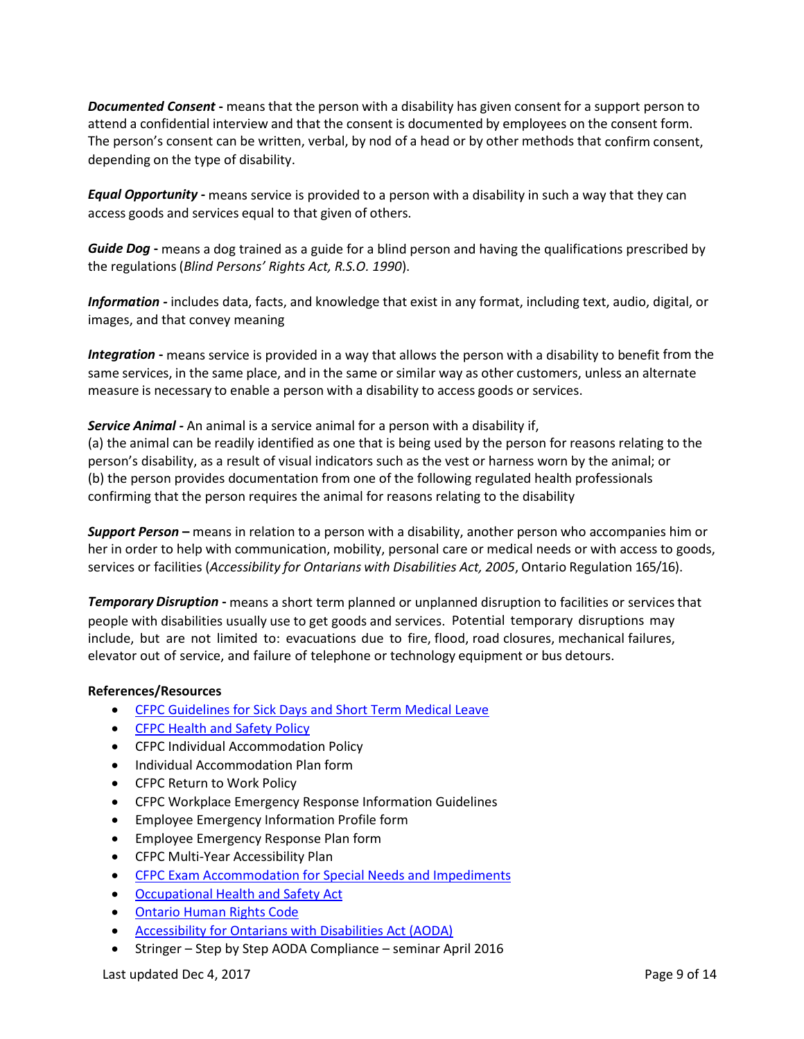***Documented Consent -*** means that the person with a disability has given consent for a support person to attend a confidential interview and that the consent is documented by employees on the consent form. The person's consent can be written, verbal, by nod of a head or by other methods that confirm consent, depending on the type of disability.

***Equal Opportunity -*** means service is provided to a person with a disability in such a way that they can access goods and services equal to that given of others.

***Guide Dog -*** means a dog trained as a guide for a blind person and having the qualifications prescribed by the regulations (*Blind Persons' Rights Act, R.S.O. 1990*).

***Information -*** includes data, facts, and knowledge that exist in any format, including text, audio, digital, or images, and that convey meaning

***Integration -*** means service is provided in a way that allows the person with a disability to benefit from the same services, in the same place, and in the same or similar way as other customers, unless an alternate measure is necessary to enable a person with a disability to access goods or services.

***Service Animal -*** An animal is a service animal for a person with a disability if,
(a) the animal can be readily identified as one that is being used by the person for reasons relating to the person's disability, as a result of visual indicators such as the vest or harness worn by the animal; or
(b) the person provides documentation from one of the following regulated health professionals confirming that the person requires the animal for reasons relating to the disability

***Support Person –*** means in relation to a person with a disability, another person who accompanies him or her in order to help with communication, mobility, personal care or medical needs or with access to goods, services or facilities (*Accessibility for Ontarians with Disabilities Act, 2005*, Ontario Regulation 165/16).

***Temporary Disruption -*** means a short term planned or unplanned disruption to facilities or services that people with disabilities usually use to get goods and services. Potential temporary disruptions may include, but are not limited to: evacuations due to fire, flood, road closures, mechanical failures, elevator out of service, and failure of telephone or technology equipment or bus detours.

**References/Resources**

- CFPC Guidelines for Sick Days and Short Term Medical Leave
- CFPC Health and Safety Policy
- CFPC Individual Accommodation Policy
- Individual Accommodation Plan form
- CFPC Return to Work Policy
- CFPC Workplace Emergency Response Information Guidelines
- Employee Emergency Information Profile form
- Employee Emergency Response Plan form
- CFPC Multi-Year Accessibility Plan
- CFPC Exam Accommodation for Special Needs and Impediments
- Occupational Health and Safety Act
- Ontario Human Rights Code
- Accessibility for Ontarians with Disabilities Act (AODA)
- Stringer – Step by Step AODA Compliance – seminar April 2016

Last updated Dec 4, 2017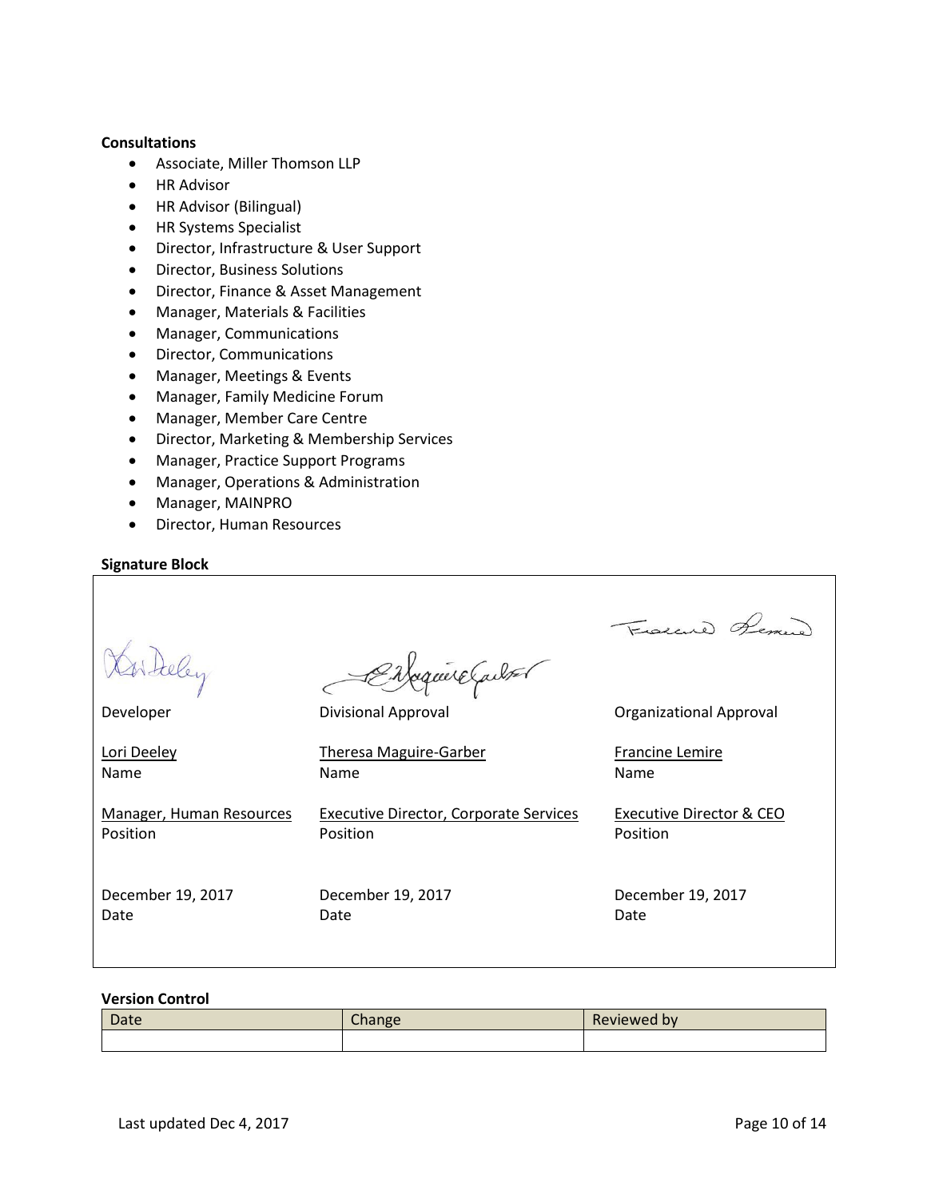**Consultations**

- Associate, Miller Thomson LLP
- HR Advisor
- HR Advisor (Bilingual)
- HR Systems Specialist
- Director, Infrastructure & User Support
- Director, Business Solutions
- Director, Finance & Asset Management
- Manager, Materials & Facilities
- Manager, Communications
- Director, Communications
- Manager, Meetings & Events
- Manager, Family Medicine Forum
- Manager, Member Care Centre
- Director, Marketing & Membership Services
- Manager, Practice Support Programs
- Manager, Operations & Administration
- Manager, MAINPRO
- Director, Human Resources

**Signature Block**

| Developer | Divisional Approval | Organizational Approval |
|---|---|---|
| Lori Deeley | Theresa Maguire-Garber | Francine Lemire |
| Name | Name | Name |
| Manager, Human Resources | Executive Director, Corporate Services | Executive Director & CEO |
| Position | Position | Position |
| December 19, 2017 | December 19, 2017 | December 19, 2017 |
| Date | Date | Date |

**Version Control**

| Date | Change | Reviewed by |
|---|---|---|
| | | |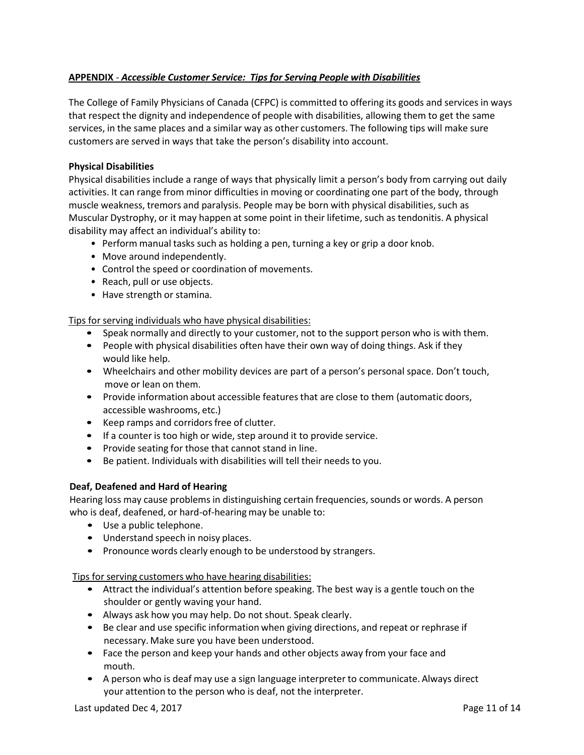**APPENDIX** - ***Accessible Customer Service: Tips for Serving People with Disabilities***

The College of Family Physicians of Canada (CFPC) is committed to offering its goods and services in ways that respect the dignity and independence of people with disabilities, allowing them to get the same services, in the same places and a similar way as other customers. The following tips will make sure customers are served in ways that take the person's disability into account.

**Physical Disabilities**

Physical disabilities include a range of ways that physically limit a person's body from carrying out daily activities. It can range from minor difficulties in moving or coordinating one part of the body, through muscle weakness, tremors and paralysis. People may be born with physical disabilities, such as Muscular Dystrophy, or it may happen at some point in their lifetime, such as tendonitis. A physical disability may affect an individual's ability to:

- Perform manual tasks such as holding a pen, turning a key or grip a door knob.
- Move around independently.
- Control the speed or coordination of movements.
- Reach, pull or use objects.
- Have strength or stamina.

Tips for serving individuals who have physical disabilities:

- Speak normally and directly to your customer, not to the support person who is with them.
- People with physical disabilities often have their own way of doing things. Ask if they would like help.
- Wheelchairs and other mobility devices are part of a person's personal space. Don't touch, move or lean on them.
- Provide information about accessible features that are close to them (automatic doors, accessible washrooms, etc.)
- Keep ramps and corridors free of clutter.
- If a counter is too high or wide, step around it to provide service.
- Provide seating for those that cannot stand in line.
- Be patient. Individuals with disabilities will tell their needs to you.

**Deaf, Deafened and Hard of Hearing**

Hearing loss may cause problems in distinguishing certain frequencies, sounds or words. A person who is deaf, deafened, or hard-of-hearing may be unable to:

- Use a public telephone.
- Understand speech in noisy places.
- Pronounce words clearly enough to be understood by strangers.

Tips for serving customers who have hearing disabilities:

- Attract the individual's attention before speaking. The best way is a gentle touch on the shoulder or gently waving your hand.
- Always ask how you may help. Do not shout. Speak clearly.
- Be clear and use specific information when giving directions, and repeat or rephrase if necessary. Make sure you have been understood.
- Face the person and keep your hands and other objects away from your face and mouth.
- A person who is deaf may use a sign language interpreter to communicate. Always direct your attention to the person who is deaf, not the interpreter.

Last updated Dec 4, 2017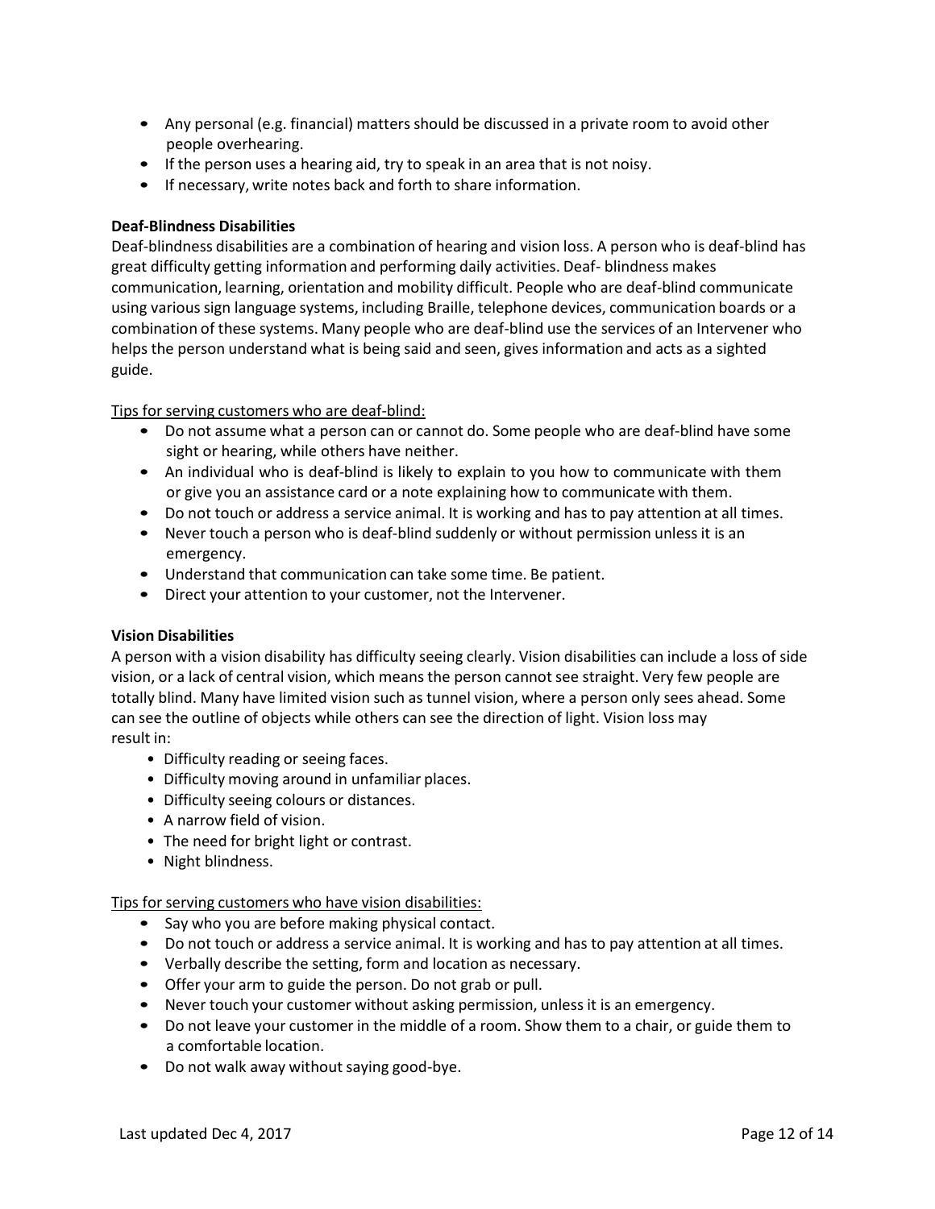- Any personal (e.g. financial) matters should be discussed in a private room to avoid other people overhearing.
- If the person uses a hearing aid, try to speak in an area that is not noisy.
- If necessary, write notes back and forth to share information.

**Deaf-Blindness Disabilities**

Deaf-blindness disabilities are a combination of hearing and vision loss. A person who is deaf-blind has great difficulty getting information and performing daily activities. Deaf- blindness makes communication, learning, orientation and mobility difficult. People who are deaf-blind communicate using various sign language systems, including Braille, telephone devices, communication boards or a combination of these systems. Many people who are deaf-blind use the services of an Intervener who helps the person understand what is being said and seen, gives information and acts as a sighted guide.

<u>Tips for serving customers who are deaf-blind:</u>

- Do not assume what a person can or cannot do. Some people who are deaf-blind have some sight or hearing, while others have neither.
- An individual who is deaf-blind is likely to explain to you how to communicate with them or give you an assistance card or a note explaining how to communicate with them.
- Do not touch or address a service animal. It is working and has to pay attention at all times.
- Never touch a person who is deaf-blind suddenly or without permission unless it is an emergency.
- Understand that communication can take some time. Be patient.
- Direct your attention to your customer, not the Intervener.

**Vision Disabilities**

A person with a vision disability has difficulty seeing clearly. Vision disabilities can include a loss of side vision, or a lack of central vision, which means the person cannot see straight. Very few people are totally blind. Many have limited vision such as tunnel vision, where a person only sees ahead. Some can see the outline of objects while others can see the direction of light. Vision loss may result in:

- Difficulty reading or seeing faces.
- Difficulty moving around in unfamiliar places.
- Difficulty seeing colours or distances.
- A narrow field of vision.
- The need for bright light or contrast.
- Night blindness.

<u>Tips for serving customers who have vision disabilities:</u>

- Say who you are before making physical contact.
- Do not touch or address a service animal. It is working and has to pay attention at all times.
- Verbally describe the setting, form and location as necessary.
- Offer your arm to guide the person. Do not grab or pull.
- Never touch your customer without asking permission, unless it is an emergency.
- Do not leave your customer in the middle of a room. Show them to a chair, or guide them to a comfortable location.
- Do not walk away without saying good-bye.

Last updated Dec 4, 2017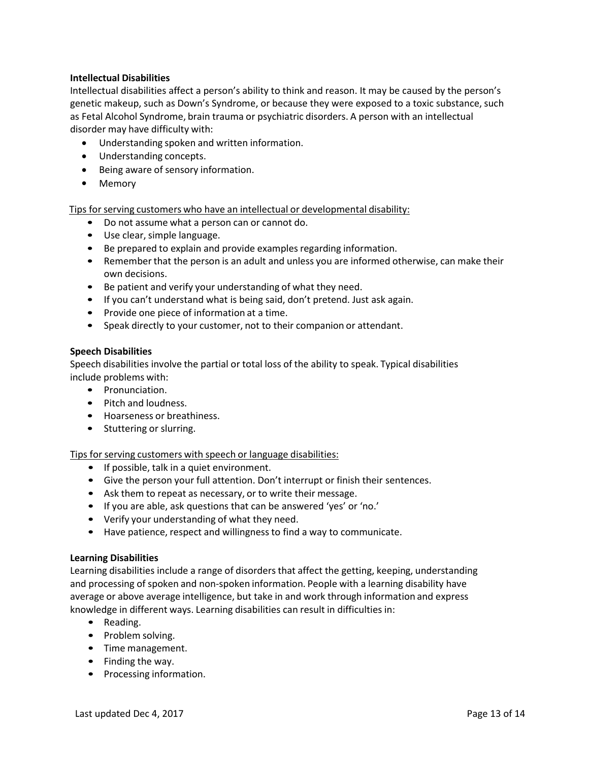**Intellectual Disabilities**

Intellectual disabilities affect a person's ability to think and reason. It may be caused by the person's genetic makeup, such as Down's Syndrome, or because they were exposed to a toxic substance, such as Fetal Alcohol Syndrome, brain trauma or psychiatric disorders. A person with an intellectual disorder may have difficulty with:

- Understanding spoken and written information.
- Understanding concepts.
- Being aware of sensory information.
- Memory

Tips for serving customers who have an intellectual or developmental disability:

- Do not assume what a person can or cannot do.
- Use clear, simple language.
- Be prepared to explain and provide examples regarding information.
- Remember that the person is an adult and unless you are informed otherwise, can make their own decisions.
- Be patient and verify your understanding of what they need.
- If you can't understand what is being said, don't pretend. Just ask again.
- Provide one piece of information at a time.
- Speak directly to your customer, not to their companion or attendant.

**Speech Disabilities**

Speech disabilities involve the partial or total loss of the ability to speak. Typical disabilities include problems with:

- Pronunciation.
- Pitch and loudness.
- Hoarseness or breathiness.
- Stuttering or slurring.

Tips for serving customers with speech or language disabilities:

- If possible, talk in a quiet environment.
- Give the person your full attention. Don't interrupt or finish their sentences.
- Ask them to repeat as necessary, or to write their message.
- If you are able, ask questions that can be answered 'yes' or 'no.'
- Verify your understanding of what they need.
- Have patience, respect and willingness to find a way to communicate.

**Learning Disabilities**

Learning disabilities include a range of disorders that affect the getting, keeping, understanding and processing of spoken and non-spoken information. People with a learning disability have average or above average intelligence, but take in and work through information and express knowledge in different ways. Learning disabilities can result in difficulties in:

- Reading.
- Problem solving.
- Time management.
- Finding the way.
- Processing information.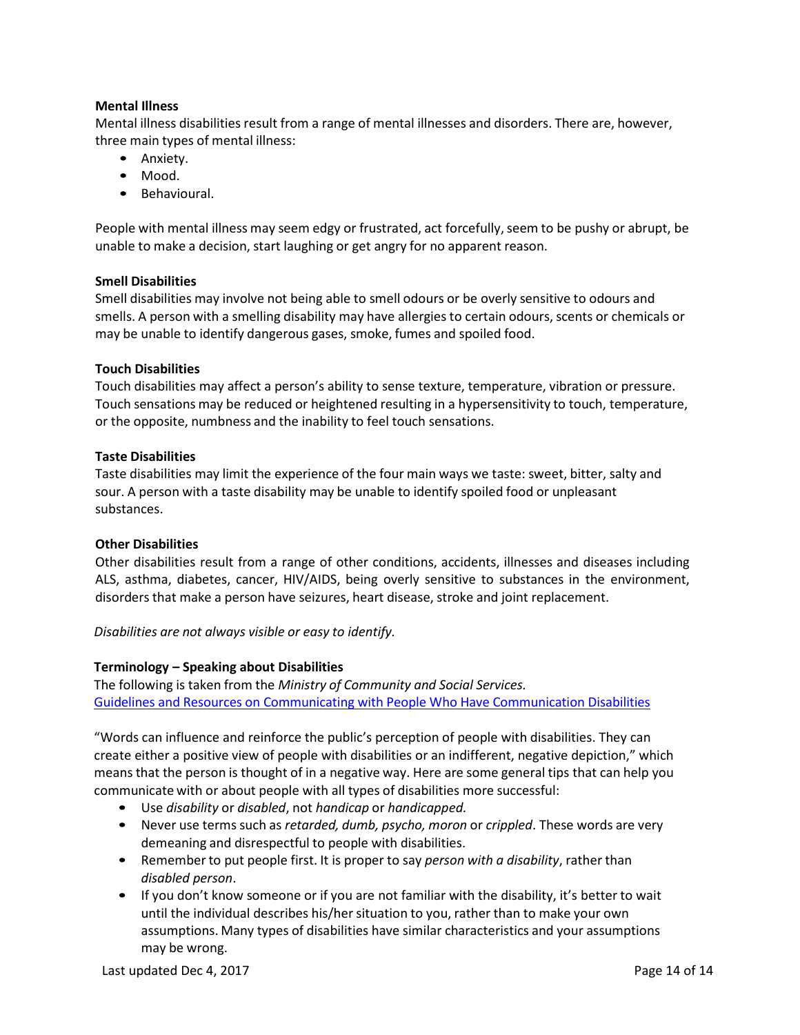**Mental Illness**

Mental illness disabilities result from a range of mental illnesses and disorders. There are, however, three main types of mental illness:

- Anxiety.
- Mood.
- Behavioural.

People with mental illness may seem edgy or frustrated, act forcefully, seem to be pushy or abrupt, be unable to make a decision, start laughing or get angry for no apparent reason.

**Smell Disabilities**

Smell disabilities may involve not being able to smell odours or be overly sensitive to odours and smells. A person with a smelling disability may have allergies to certain odours, scents or chemicals or may be unable to identify dangerous gases, smoke, fumes and spoiled food.

**Touch Disabilities**

Touch disabilities may affect a person's ability to sense texture, temperature, vibration or pressure. Touch sensations may be reduced or heightened resulting in a hypersensitivity to touch, temperature, or the opposite, numbness and the inability to feel touch sensations.

**Taste Disabilities**

Taste disabilities may limit the experience of the four main ways we taste: sweet, bitter, salty and sour. A person with a taste disability may be unable to identify spoiled food or unpleasant substances.

**Other Disabilities**

Other disabilities result from a range of other conditions, accidents, illnesses and diseases including ALS, asthma, diabetes, cancer, HIV/AIDS, being overly sensitive to substances in the environment, disorders that make a person have seizures, heart disease, stroke and joint replacement.

*Disabilities are not always visible or easy to identify.*

**Terminology – Speaking about Disabilities**

The following is taken from the *Ministry of Community and Social Services.*
Guidelines and Resources on Communicating with People Who Have Communication Disabilities

"Words can influence and reinforce the public's perception of people with disabilities. They can create either a positive view of people with disabilities or an indifferent, negative depiction," which means that the person is thought of in a negative way. Here are some general tips that can help you communicate with or about people with all types of disabilities more successful:

- Use *disability* or *disabled*, not *handicap* or *handicapped.*
- Never use terms such as *retarded, dumb, psycho, moron* or *crippled*. These words are very demeaning and disrespectful to people with disabilities.
- Remember to put people first. It is proper to say *person with a disability*, rather than *disabled person*.
- If you don't know someone or if you are not familiar with the disability, it's better to wait until the individual describes his/her situation to you, rather than to make your own assumptions. Many types of disabilities have similar characteristics and your assumptions may be wrong.

Last updated Dec 4, 2017